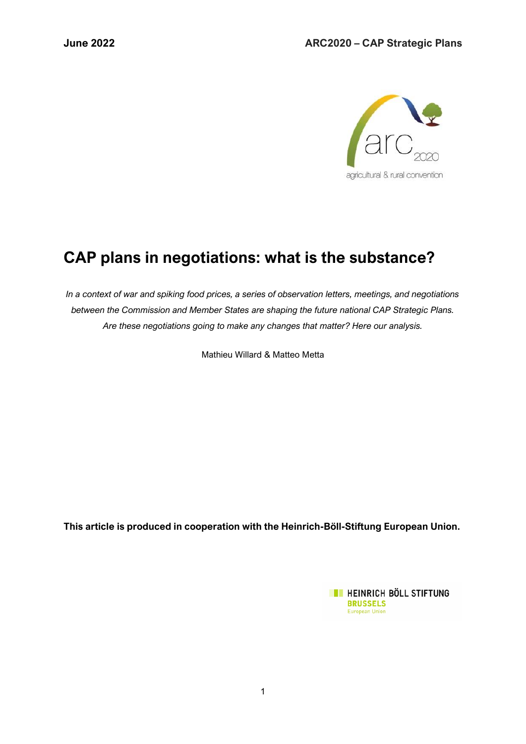# CAP plans in negotiations: what is the substance?

*In a context of war and spiking food prices, a series of observation letters, meetings, and negotiations between the Commission and Member States are shaping the future national CAP Strategic Plans. Are these negotiations going to make any changes that matter? Here our analysis.*

Mathieu Willard & Matteo Metta

**This article is produced in cooperation with the Heinrich-Böll-Stiftung European Union.**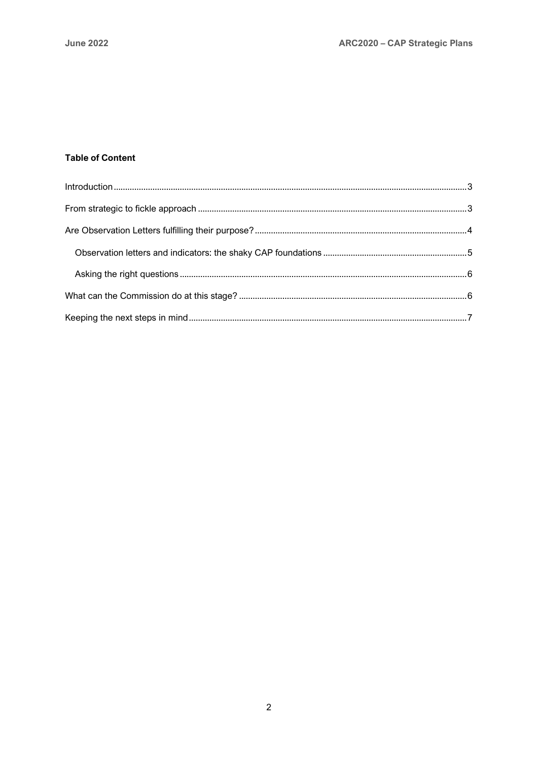**Table of Content**

- Introduction 3
- From strategic to fickle approach 3
- Are Observation Letters fulfilling their purpose? 4
    - Observation letters and indicators: the shaky CAP foundations 5
    - Asking the right questions 6
- What can the Commission do at this stage? 6
- Keeping the next steps in mind 7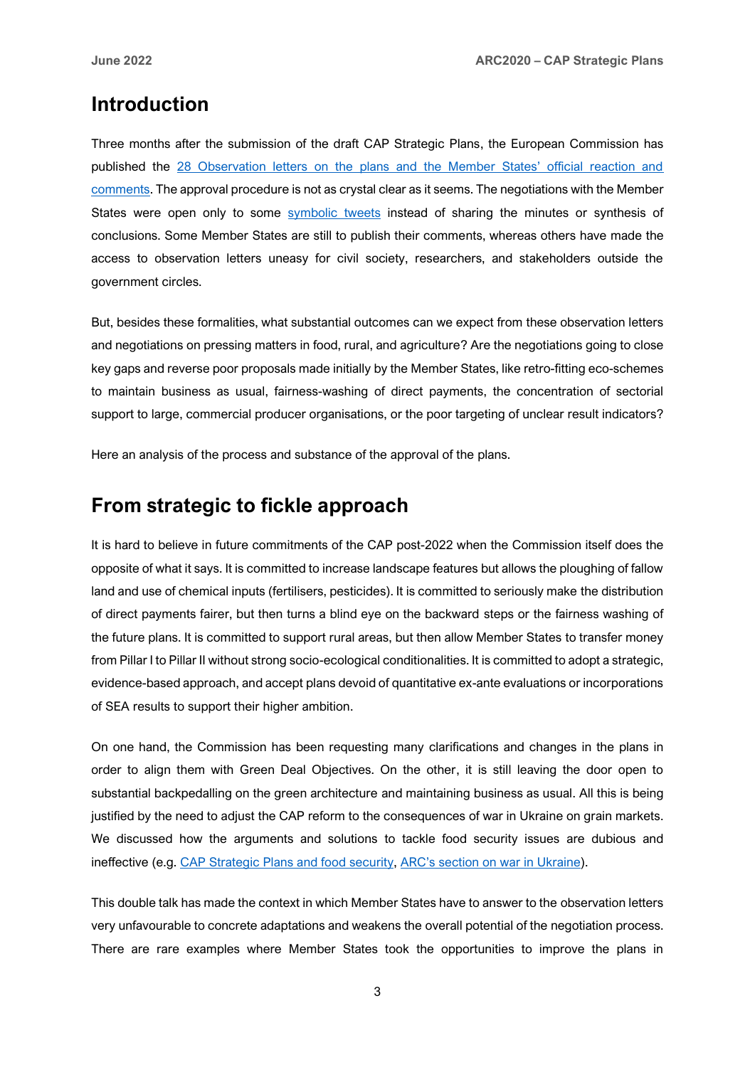## Introduction

Three months after the submission of the draft CAP Strategic Plans, the European Commission has published the [28 Observation letters on the plans and the Member States' official reaction and comments](). The approval procedure is not as crystal clear as it seems. The negotiations with the Member States were open only to some [symbolic tweets]() instead of sharing the minutes or synthesis of conclusions. Some Member States are still to publish their comments, whereas others have made the access to observation letters uneasy for civil society, researchers, and stakeholders outside the government circles.

But, besides these formalities, what substantial outcomes can we expect from these observation letters and negotiations on pressing matters in food, rural, and agriculture? Are the negotiations going to close key gaps and reverse poor proposals made initially by the Member States, like retro-fitting eco-schemes to maintain business as usual, fairness-washing of direct payments, the concentration of sectorial support to large, commercial producer organisations, or the poor targeting of unclear result indicators?

Here an analysis of the process and substance of the approval of the plans.

## From strategic to fickle approach

It is hard to believe in future commitments of the CAP post-2022 when the Commission itself does the opposite of what it says. It is committed to increase landscape features but allows the ploughing of fallow land and use of chemical inputs (fertilisers, pesticides). It is committed to seriously make the distribution of direct payments fairer, but then turns a blind eye on the backward steps or the fairness washing of the future plans. It is committed to support rural areas, but then allow Member States to transfer money from Pillar I to Pillar II without strong socio-ecological conditionalities. It is committed to adopt a strategic, evidence-based approach, and accept plans devoid of quantitative ex-ante evaluations or incorporations of SEA results to support their higher ambition.

On one hand, the Commission has been requesting many clarifications and changes in the plans in order to align them with Green Deal Objectives. On the other, it is still leaving the door open to substantial backpedalling on the green architecture and maintaining business as usual. All this is being justified by the need to adjust the CAP reform to the consequences of war in Ukraine on grain markets. We discussed how the arguments and solutions to tackle food security issues are dubious and ineffective (e.g. [CAP Strategic Plans and food security](), [ARC's section on war in Ukraine]()).

This double talk has made the context in which Member States have to answer to the observation letters very unfavourable to concrete adaptations and weakens the overall potential of the negotiation process. There are rare examples where Member States took the opportunities to improve the plans in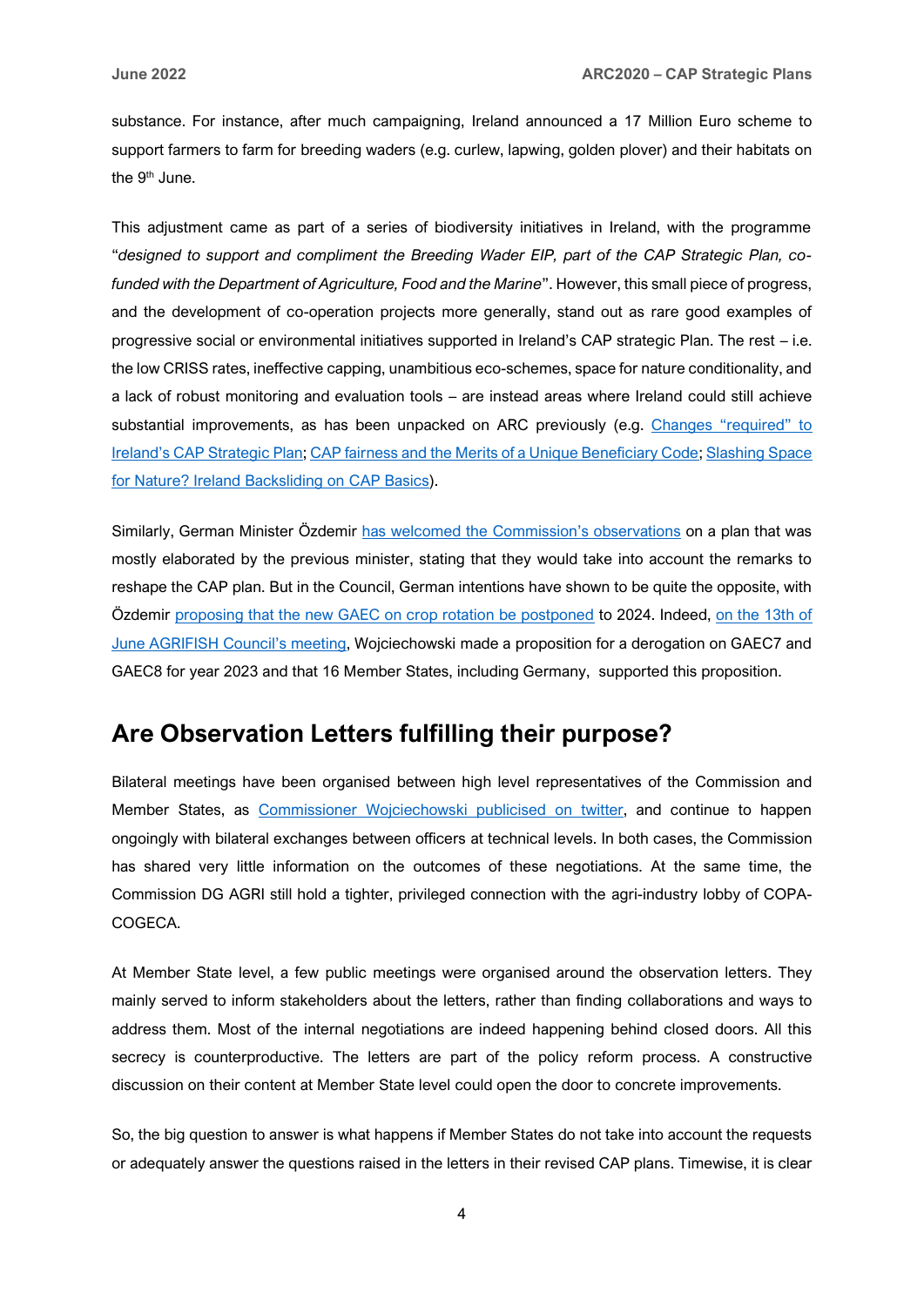substance. For instance, after much campaigning, Ireland announced a 17 Million Euro scheme to support farmers to farm for breeding waders (e.g. curlew, lapwing, golden plover) and their habitats on the 9th June.

This adjustment came as part of a series of biodiversity initiatives in Ireland, with the programme "*designed to support and compliment the Breeding Wader EIP, part of the CAP Strategic Plan, co-funded with the Department of Agriculture, Food and the Marine*". However, this small piece of progress, and the development of co-operation projects more generally, stand out as rare good examples of progressive social or environmental initiatives supported in Ireland's CAP strategic Plan. The rest – i.e. the low CRISS rates, ineffective capping, unambitious eco-schemes, space for nature conditionality, and a lack of robust monitoring and evaluation tools – are instead areas where Ireland could still achieve substantial improvements, as has been unpacked on ARC previously (e.g. Changes "required" to Ireland's CAP Strategic Plan; CAP fairness and the Merits of a Unique Beneficiary Code; Slashing Space for Nature? Ireland Backsliding on CAP Basics).

Similarly, German Minister Özdemir has welcomed the Commission's observations on a plan that was mostly elaborated by the previous minister, stating that they would take into account the remarks to reshape the CAP plan. But in the Council, German intentions have shown to be quite the opposite, with Özdemir proposing that the new GAEC on crop rotation be postponed to 2024. Indeed, on the 13th of June AGRIFISH Council's meeting, Wojciechowski made a proposition for a derogation on GAEC7 and GAEC8 for year 2023 and that 16 Member States, including Germany, supported this proposition.

## Are Observation Letters fulfilling their purpose?

Bilateral meetings have been organised between high level representatives of the Commission and Member States, as Commissioner Wojciechowski publicised on twitter, and continue to happen ongoingly with bilateral exchanges between officers at technical levels. In both cases, the Commission has shared very little information on the outcomes of these negotiations. At the same time, the Commission DG AGRI still hold a tighter, privileged connection with the agri-industry lobby of COPA-COGECA.

At Member State level, a few public meetings were organised around the observation letters. They mainly served to inform stakeholders about the letters, rather than finding collaborations and ways to address them. Most of the internal negotiations are indeed happening behind closed doors. All this secrecy is counterproductive. The letters are part of the policy reform process. A constructive discussion on their content at Member State level could open the door to concrete improvements.

So, the big question to answer is what happens if Member States do not take into account the requests or adequately answer the questions raised in the letters in their revised CAP plans. Timewise, it is clear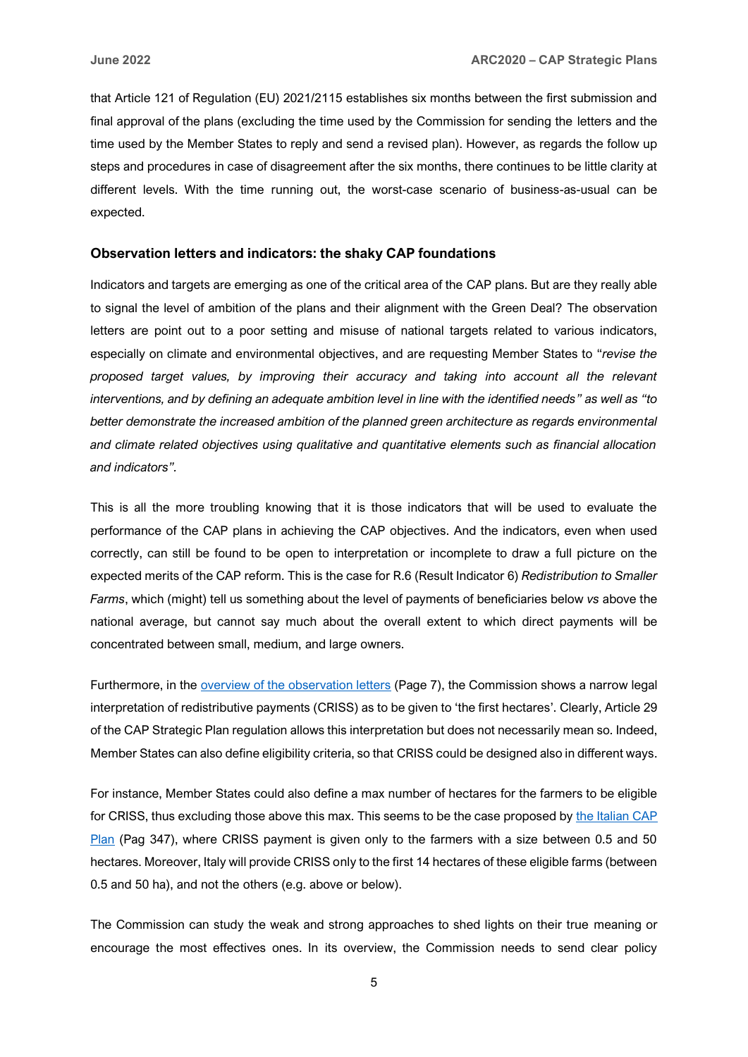that Article 121 of Regulation (EU) 2021/2115 establishes six months between the first submission and final approval of the plans (excluding the time used by the Commission for sending the letters and the time used by the Member States to reply and send a revised plan). However, as regards the follow up steps and procedures in case of disagreement after the six months, there continues to be little clarity at different levels. With the time running out, the worst-case scenario of business-as-usual can be expected.

### Observation letters and indicators: the shaky CAP foundations

Indicators and targets are emerging as one of the critical area of the CAP plans. But are they really able to signal the level of ambition of the plans and their alignment with the Green Deal? The observation letters are point out to a poor setting and misuse of national targets related to various indicators, especially on climate and environmental objectives, and are requesting Member States to "*revise the proposed target values, by improving their accuracy and taking into account all the relevant interventions, and by defining an adequate ambition level in line with the identified needs" as well as "to better demonstrate the increased ambition of the planned green architecture as regards environmental and climate related objectives using qualitative and quantitative elements such as financial allocation and indicators"*.

This is all the more troubling knowing that it is those indicators that will be used to evaluate the performance of the CAP plans in achieving the CAP objectives. And the indicators, even when used correctly, can still be found to be open to interpretation or incomplete to draw a full picture on the expected merits of the CAP reform. This is the case for R.6 (Result Indicator 6) *Redistribution to Smaller Farms*, which (might) tell us something about the level of payments of beneficiaries below *vs* above the national average, but cannot say much about the overall extent to which direct payments will be concentrated between small, medium, and large owners.

Furthermore, in the overview of the observation letters (Page 7), the Commission shows a narrow legal interpretation of redistributive payments (CRISS) as to be given to 'the first hectares'. Clearly, Article 29 of the CAP Strategic Plan regulation allows this interpretation but does not necessarily mean so. Indeed, Member States can also define eligibility criteria, so that CRISS could be designed also in different ways.

For instance, Member States could also define a max number of hectares for the farmers to be eligible for CRISS, thus excluding those above this max. This seems to be the case proposed by the Italian CAP Plan (Pag 347), where CRISS payment is given only to the farmers with a size between 0.5 and 50 hectares. Moreover, Italy will provide CRISS only to the first 14 hectares of these eligible farms (between 0.5 and 50 ha), and not the others (e.g. above or below).

The Commission can study the weak and strong approaches to shed lights on their true meaning or encourage the most effectives ones. In its overview, the Commission needs to send clear policy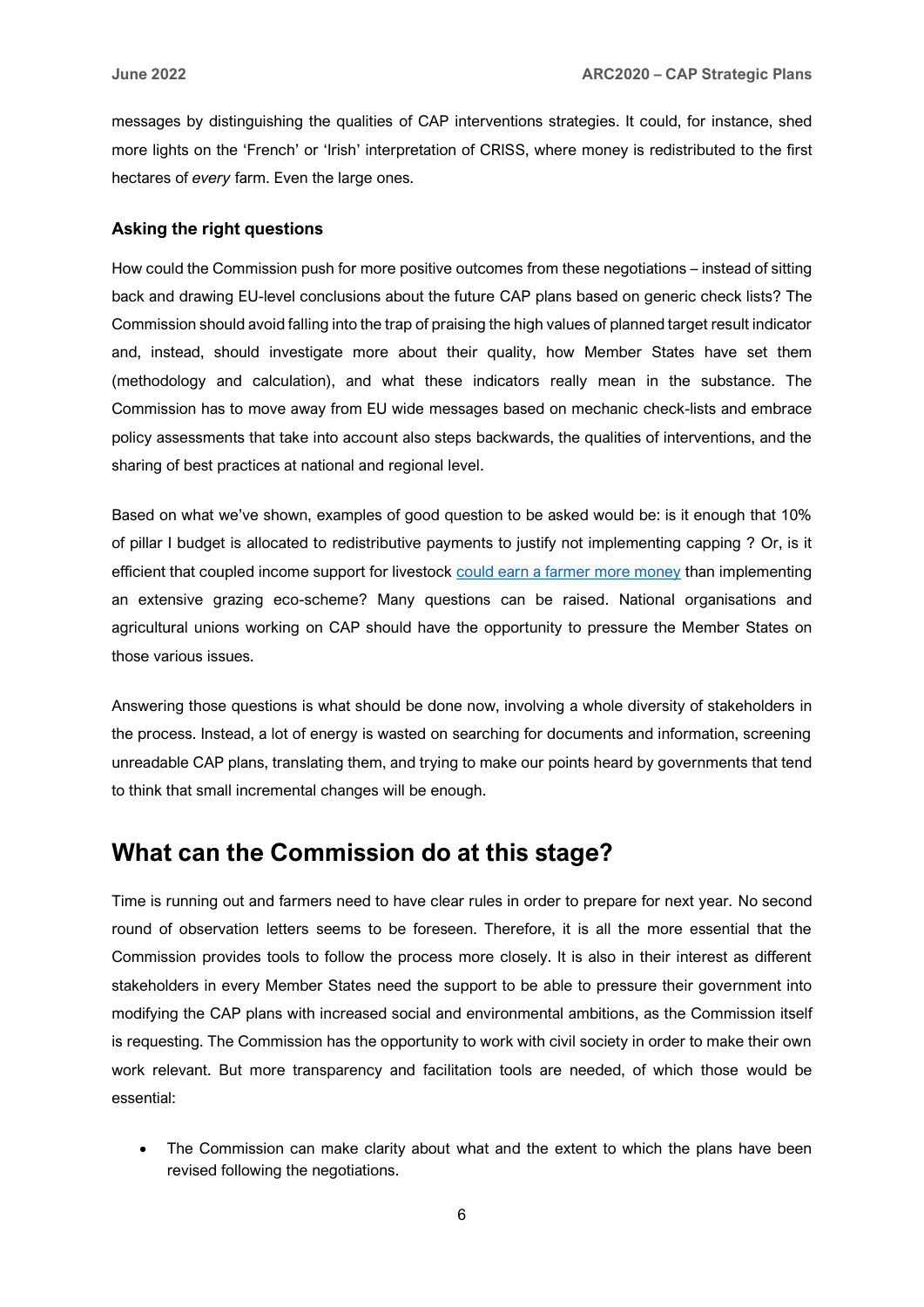messages by distinguishing the qualities of CAP interventions strategies. It could, for instance, shed more lights on the 'French' or 'Irish' interpretation of CRISS, where money is redistributed to the first hectares of *every* farm. Even the large ones.

### Asking the right questions

How could the Commission push for more positive outcomes from these negotiations – instead of sitting back and drawing EU-level conclusions about the future CAP plans based on generic check lists? The Commission should avoid falling into the trap of praising the high values of planned target result indicator and, instead, should investigate more about their quality, how Member States have set them (methodology and calculation), and what these indicators really mean in the substance. The Commission has to move away from EU wide messages based on mechanic check-lists and embrace policy assessments that take into account also steps backwards, the qualities of interventions, and the sharing of best practices at national and regional level.

Based on what we've shown, examples of good question to be asked would be: is it enough that 10% of pillar I budget is allocated to redistributive payments to justify not implementing capping ? Or, is it efficient that coupled income support for livestock could earn a farmer more money than implementing an extensive grazing eco-scheme? Many questions can be raised. National organisations and agricultural unions working on CAP should have the opportunity to pressure the Member States on those various issues.

Answering those questions is what should be done now, involving a whole diversity of stakeholders in the process. Instead, a lot of energy is wasted on searching for documents and information, screening unreadable CAP plans, translating them, and trying to make our points heard by governments that tend to think that small incremental changes will be enough.

## What can the Commission do at this stage?

Time is running out and farmers need to have clear rules in order to prepare for next year. No second round of observation letters seems to be foreseen. Therefore, it is all the more essential that the Commission provides tools to follow the process more closely. It is also in their interest as different stakeholders in every Member States need the support to be able to pressure their government into modifying the CAP plans with increased social and environmental ambitions, as the Commission itself is requesting. The Commission has the opportunity to work with civil society in order to make their own work relevant. But more transparency and facilitation tools are needed, of which those would be essential:

- The Commission can make clarity about what and the extent to which the plans have been revised following the negotiations.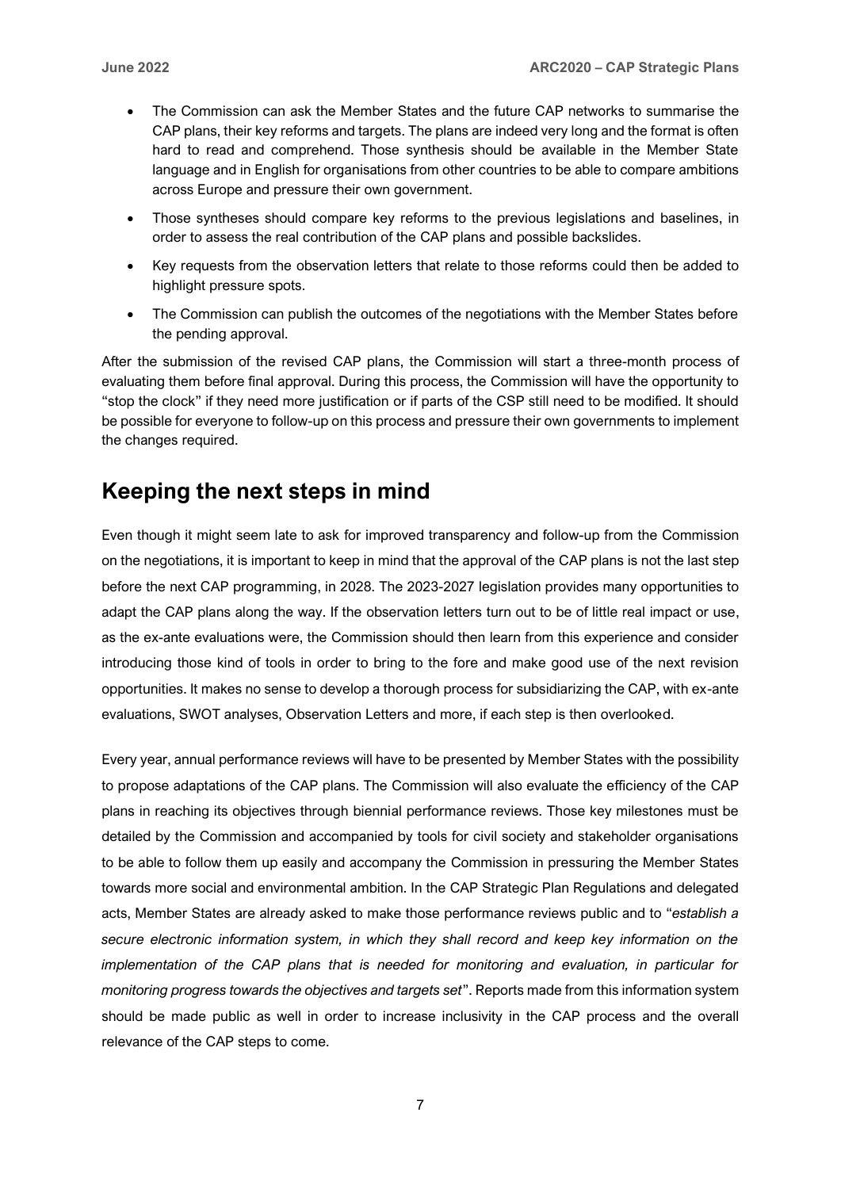- The Commission can ask the Member States and the future CAP networks to summarise the CAP plans, their key reforms and targets. The plans are indeed very long and the format is often hard to read and comprehend. Those synthesis should be available in the Member State language and in English for organisations from other countries to be able to compare ambitions across Europe and pressure their own government.
- Those syntheses should compare key reforms to the previous legislations and baselines, in order to assess the real contribution of the CAP plans and possible backslides.
- Key requests from the observation letters that relate to those reforms could then be added to highlight pressure spots.
- The Commission can publish the outcomes of the negotiations with the Member States before the pending approval.

After the submission of the revised CAP plans, the Commission will start a three-month process of evaluating them before final approval. During this process, the Commission will have the opportunity to "stop the clock" if they need more justification or if parts of the CSP still need to be modified. It should be possible for everyone to follow-up on this process and pressure their own governments to implement the changes required.

## Keeping the next steps in mind

Even though it might seem late to ask for improved transparency and follow-up from the Commission on the negotiations, it is important to keep in mind that the approval of the CAP plans is not the last step before the next CAP programming, in 2028. The 2023-2027 legislation provides many opportunities to adapt the CAP plans along the way. If the observation letters turn out to be of little real impact or use, as the ex-ante evaluations were, the Commission should then learn from this experience and consider introducing those kind of tools in order to bring to the fore and make good use of the next revision opportunities. It makes no sense to develop a thorough process for subsidiarizing the CAP, with ex-ante evaluations, SWOT analyses, Observation Letters and more, if each step is then overlooked.

Every year, annual performance reviews will have to be presented by Member States with the possibility to propose adaptations of the CAP plans. The Commission will also evaluate the efficiency of the CAP plans in reaching its objectives through biennial performance reviews. Those key milestones must be detailed by the Commission and accompanied by tools for civil society and stakeholder organisations to be able to follow them up easily and accompany the Commission in pressuring the Member States towards more social and environmental ambition. In the CAP Strategic Plan Regulations and delegated acts, Member States are already asked to make those performance reviews public and to "*establish a secure electronic information system, in which they shall record and keep key information on the implementation of the CAP plans that is needed for monitoring and evaluation, in particular for monitoring progress towards the objectives and targets set*". Reports made from this information system should be made public as well in order to increase inclusivity in the CAP process and the overall relevance of the CAP steps to come.